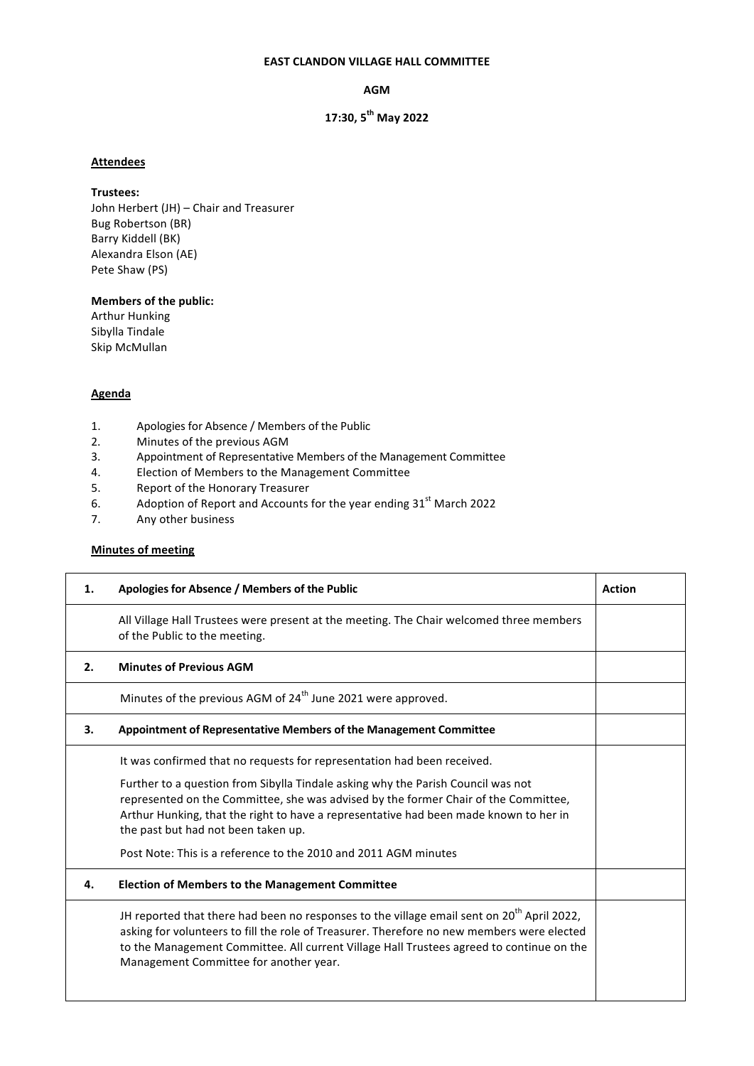**EAST CLANDON VILLAGE HALL COMMITTEE**

**AGM**

**17:30, 5th May 2022**

**Attendees**

**Trustees:**
John Herbert (JH) – Chair and Treasurer
Bug Robertson (BR)
Barry Kiddell (BK)
Alexandra Elson (AE)
Pete Shaw (PS)

**Members of the public:**
Arthur Hunking
Sibylla Tindale
Skip McMullan

**Agenda**

1. Apologies for Absence / Members of the Public
2. Minutes of the previous AGM
3. Appointment of Representative Members of the Management Committee
4. Election of Members to the Management Committee
5. Report of the Honorary Treasurer
6. Adoption of Report and Accounts for the year ending 31st March 2022
7. Any other business

**Minutes of meeting**

| **1.** | **Apologies for Absence / Members of the Public** | **Action** |
|---|---|---|
| | All Village Hall Trustees were present at the meeting. The Chair welcomed three members of the Public to the meeting. | |
| **2.** | **Minutes of Previous AGM** | |
| | Minutes of the previous AGM of 24th June 2021 were approved. | |
| **3.** | **Appointment of Representative Members of the Management Committee** | |
| | It was confirmed that no requests for representation had been received.<br><br>Further to a question from Sibylla Tindale asking why the Parish Council was not represented on the Committee, she was advised by the former Chair of the Committee, Arthur Hunking, that the right to have a representative had been made known to her in the past but had not been taken up.<br><br>Post Note: This is a reference to the 2010 and 2011 AGM minutes | |
| **4.** | **Election of Members to the Management Committee** | |
| | JH reported that there had been no responses to the village email sent on 20th April 2022, asking for volunteers to fill the role of Treasurer. Therefore no new members were elected to the Management Committee. All current Village Hall Trustees agreed to continue on the Management Committee for another year. | |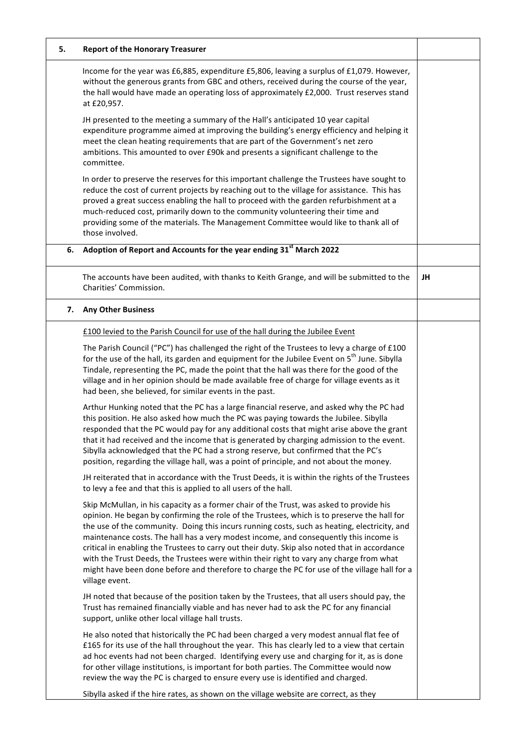| | | |
|---|---|---|
| **5.** | **Report of the Honorary Treasurer** | |
| | Income for the year was £6,885, expenditure £5,806, leaving a surplus of £1,079. However, without the generous grants from GBC and others, received during the course of the year, the hall would have made an operating loss of approximately £2,000. Trust reserves stand at £20,957.<br><br>JH presented to the meeting a summary of the Hall's anticipated 10 year capital expenditure programme aimed at improving the building's energy efficiency and helping it meet the clean heating requirements that are part of the Government's net zero ambitions. This amounted to over £90k and presents a significant challenge to the committee.<br><br>In order to preserve the reserves for this important challenge the Trustees have sought to reduce the cost of current projects by reaching out to the village for assistance. This has proved a great success enabling the hall to proceed with the garden refurbishment at a much-reduced cost, primarily down to the community volunteering their time and providing some of the materials. The Management Committee would like to thank all of those involved. | |
| **6.** | **Adoption of Report and Accounts for the year ending 31st March 2022** | |
| | The accounts have been audited, with thanks to Keith Grange, and will be submitted to the Charities' Commission. | **JH** |
| **7.** | **Any Other Business** | |
| | <u>£100 levied to the Parish Council for use of the hall during the Jubilee Event</u><br><br>The Parish Council ("PC") has challenged the right of the Trustees to levy a charge of £100 for the use of the hall, its garden and equipment for the Jubilee Event on 5th June. Sibylla Tindale, representing the PC, made the point that the hall was there for the good of the village and in her opinion should be made available free of charge for village events as it had been, she believed, for similar events in the past.<br><br>Arthur Hunking noted that the PC has a large financial reserve, and asked why the PC had this position. He also asked how much the PC was paying towards the Jubilee. Sibylla responded that the PC would pay for any additional costs that might arise above the grant that it had received and the income that is generated by charging admission to the event. Sibylla acknowledged that the PC had a strong reserve, but confirmed that the PC's position, regarding the village hall, was a point of principle, and not about the money.<br><br>JH reiterated that in accordance with the Trust Deeds, it is within the rights of the Trustees to levy a fee and that this is applied to all users of the hall.<br><br>Skip McMullan, in his capacity as a former chair of the Trust, was asked to provide his opinion. He began by confirming the role of the Trustees, which is to preserve the hall for the use of the community. Doing this incurs running costs, such as heating, electricity, and maintenance costs. The hall has a very modest income, and consequently this income is critical in enabling the Trustees to carry out their duty. Skip also noted that in accordance with the Trust Deeds, the Trustees were within their right to vary any charge from what might have been done before and therefore to charge the PC for use of the village hall for a village event.<br><br>JH noted that because of the position taken by the Trustees, that all users should pay, the Trust has remained financially viable and has never had to ask the PC for any financial support, unlike other local village hall trusts.<br><br>He also noted that historically the PC had been charged a very modest annual flat fee of £165 for its use of the hall throughout the year. This has clearly led to a view that certain ad hoc events had not been charged. Identifying every use and charging for it, as is done for other village institutions, is important for both parties. The Committee would now review the way the PC is charged to ensure every use is identified and charged.<br><br>Sibylla asked if the hire rates, as shown on the village website are correct, as they | |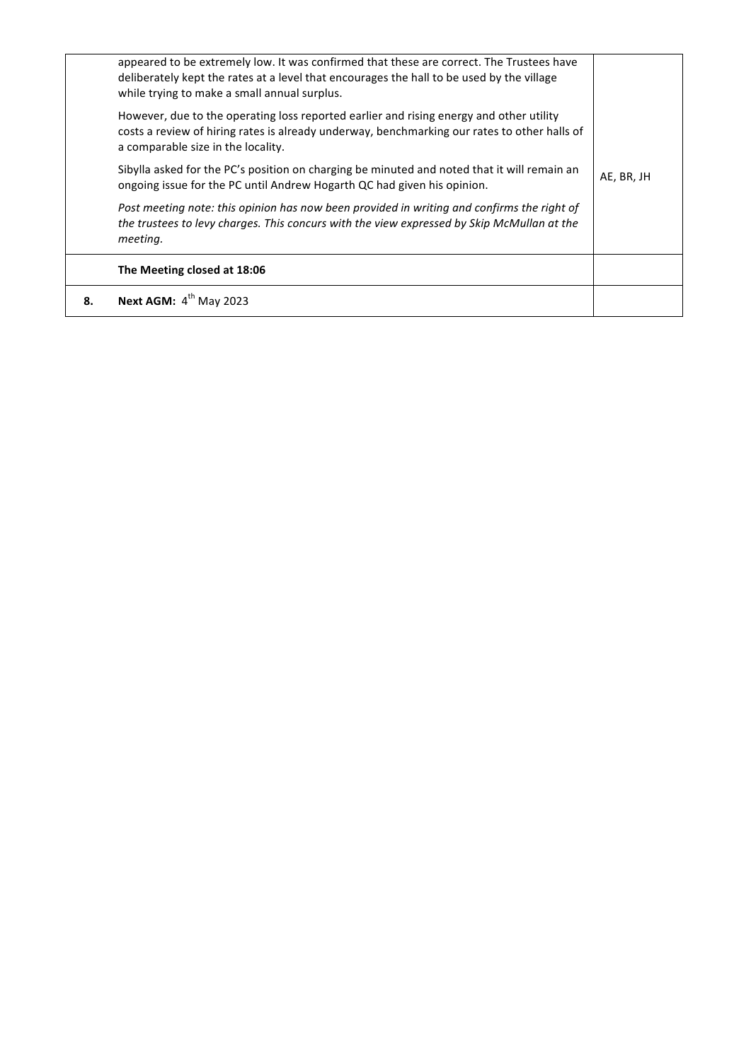| | | |
|---|---|---|
| | appeared to be extremely low. It was confirmed that these are correct. The Trustees have deliberately kept the rates at a level that encourages the hall to be used by the village while trying to make a small annual surplus.<br><br>However, due to the operating loss reported earlier and rising energy and other utility costs a review of hiring rates is already underway, benchmarking our rates to other halls of a comparable size in the locality.<br><br>Sibylla asked for the PC's position on charging be minuted and noted that it will remain an ongoing issue for the PC until Andrew Hogarth QC had given his opinion.<br><br>*Post meeting note: this opinion has now been provided in writing and confirms the right of the trustees to levy charges. This concurs with the view expressed by Skip McMullan at the meeting.* | AE, BR, JH |
| | **The Meeting closed at 18:06** | |
| **8.** | **Next AGM:** 4th May 2023 | |